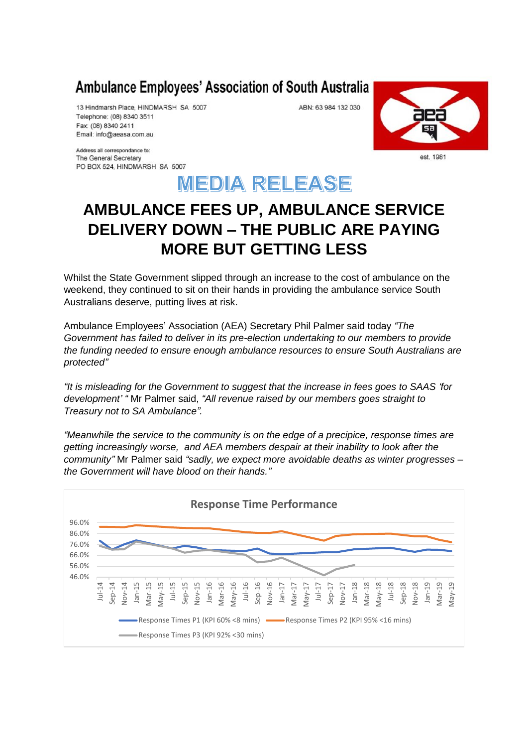**Ambulance Employees' Association of South Australia**

13 Hindmarsh Place, HINDMARSH SA 5007
Telephone: (08) 8340 3511
Fax: (08) 8340 2411
Email: info@aeasa.com.au

ABN: 63 984 132 030

Address all correspondance to:
The General Secretary
PO BOX 524, HINDMARSH SA 5007

est. 1981

# MEDIA RELEASE

## AMBULANCE FEES UP, AMBULANCE SERVICE DELIVERY DOWN – THE PUBLIC ARE PAYING MORE BUT GETTING LESS

Whilst the State Government slipped through an increase to the cost of ambulance on the weekend, they continued to sit on their hands in providing the ambulance service South Australians deserve, putting lives at risk.

Ambulance Employees' Association (AEA) Secretary Phil Palmer said today *"The Government has failed to deliver in its pre-election undertaking to our members to provide the funding needed to ensure enough ambulance resources to ensure South Australians are protected"*

*"It is misleading for the Government to suggest that the increase in fees goes to SAAS 'for development' "* Mr Palmer said, *"All revenue raised by our members goes straight to Treasury not to SA Ambulance".*

*"Meanwhile the service to the community is on the edge of a precipice, response times are getting increasingly worse, and AEA members despair at their inability to look after the community"* Mr Palmer said *"sadly, we expect more avoidable deaths as winter progresses – the Government will have blood on their hands."*

**Response Time Performance**

Y-axis: 46.0%, 56.0%, 66.0%, 76.0%, 86.0%, 96.0%

X-axis: Jul-14, Sep-14, Nov-14, Jan-15, Mar-15, May-15, Jul-15, Sep-15, Nov-15, Jan-16, Mar-16, May-16, Jul-16, Sep-16, Nov-16, Jan-17, Mar-17, May-17, Jul-17, Sep-17, Nov-17, Jan-18, Mar-18, May-18, Jul-18, Sep-18, Nov-18, Jan-19, Mar-19, May-19

Legend: Response Times P1 (KPI 60% <8 mins); Response Times P2 (KPI 95% <16 mins); Response Times P3 (KPI 92% <30 mins)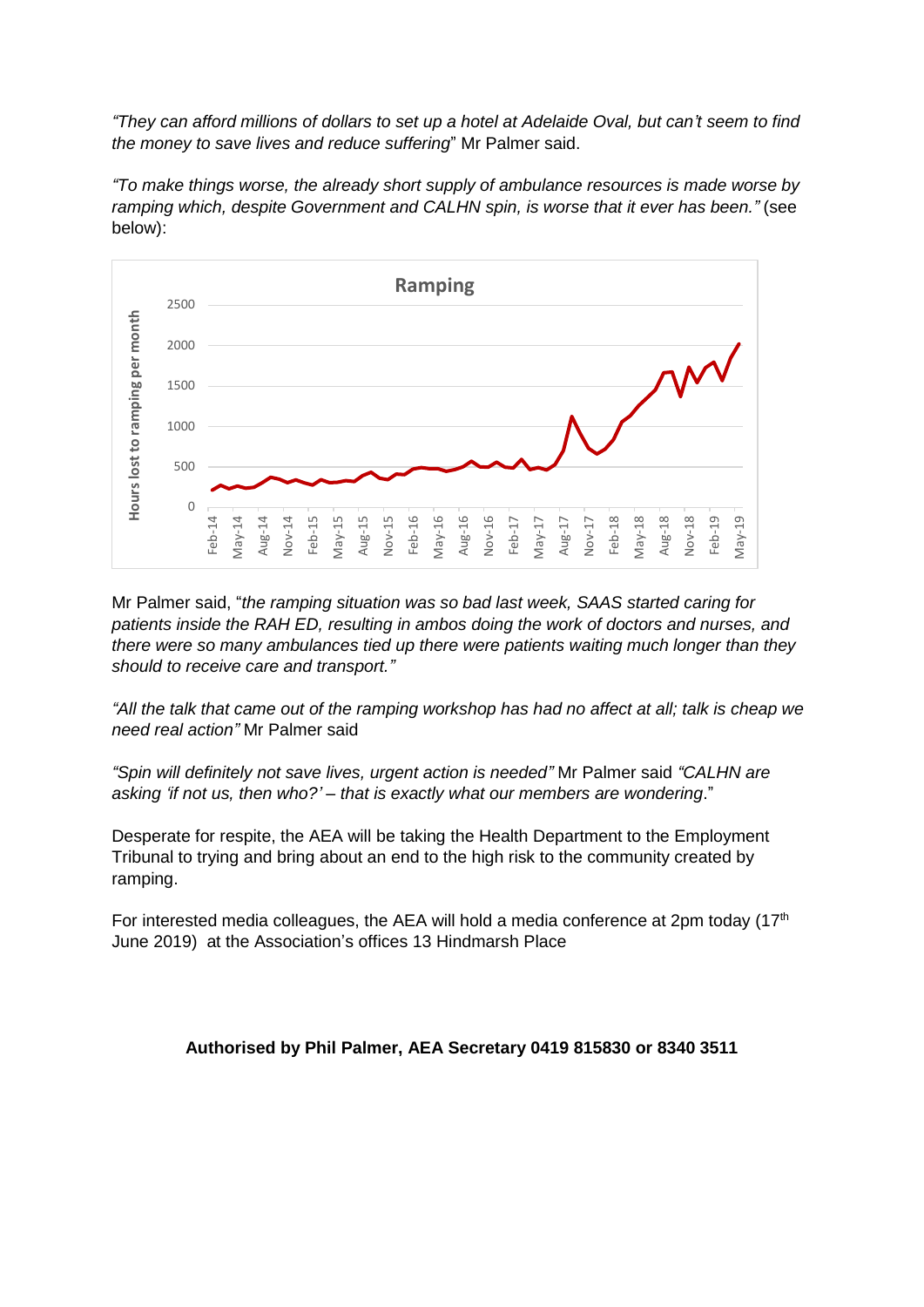*"They can afford millions of dollars to set up a hotel at Adelaide Oval, but can't seem to find the money to save lives and reduce suffering*" Mr Palmer said.

*"To make things worse, the already short supply of ambulance resources is made worse by ramping which, despite Government and CALHN spin, is worse that it ever has been."* (see below):

Ramping

Hours lost to ramping per month

2500
2000
1500
1000
500
0

Feb-14 May-14 Aug-14 Nov-14 Feb-15 May-15 Aug-15 Nov-15 Feb-16 May-16 Aug-16 Nov-16 Feb-17 May-17 Aug-17 Nov-17 Feb-18 May-18 Aug-18 Nov-18 Feb-19 May-19

Mr Palmer said, "*the ramping situation was so bad last week, SAAS started caring for patients inside the RAH ED, resulting in ambos doing the work of doctors and nurses, and there were so many ambulances tied up there were patients waiting much longer than they should to receive care and transport."*

*"All the talk that came out of the ramping workshop has had no affect at all; talk is cheap we need real action"* Mr Palmer said

*"Spin will definitely not save lives, urgent action is needed"* Mr Palmer said *"CALHN are asking 'if not us, then who?' – that is exactly what our members are wondering*."

Desperate for respite, the AEA will be taking the Health Department to the Employment Tribunal to trying and bring about an end to the high risk to the community created by ramping.

For interested media colleagues, the AEA will hold a media conference at 2pm today (17th June 2019) at the Association's offices 13 Hindmarsh Place

**Authorised by Phil Palmer, AEA Secretary 0419 815830 or 8340 3511**